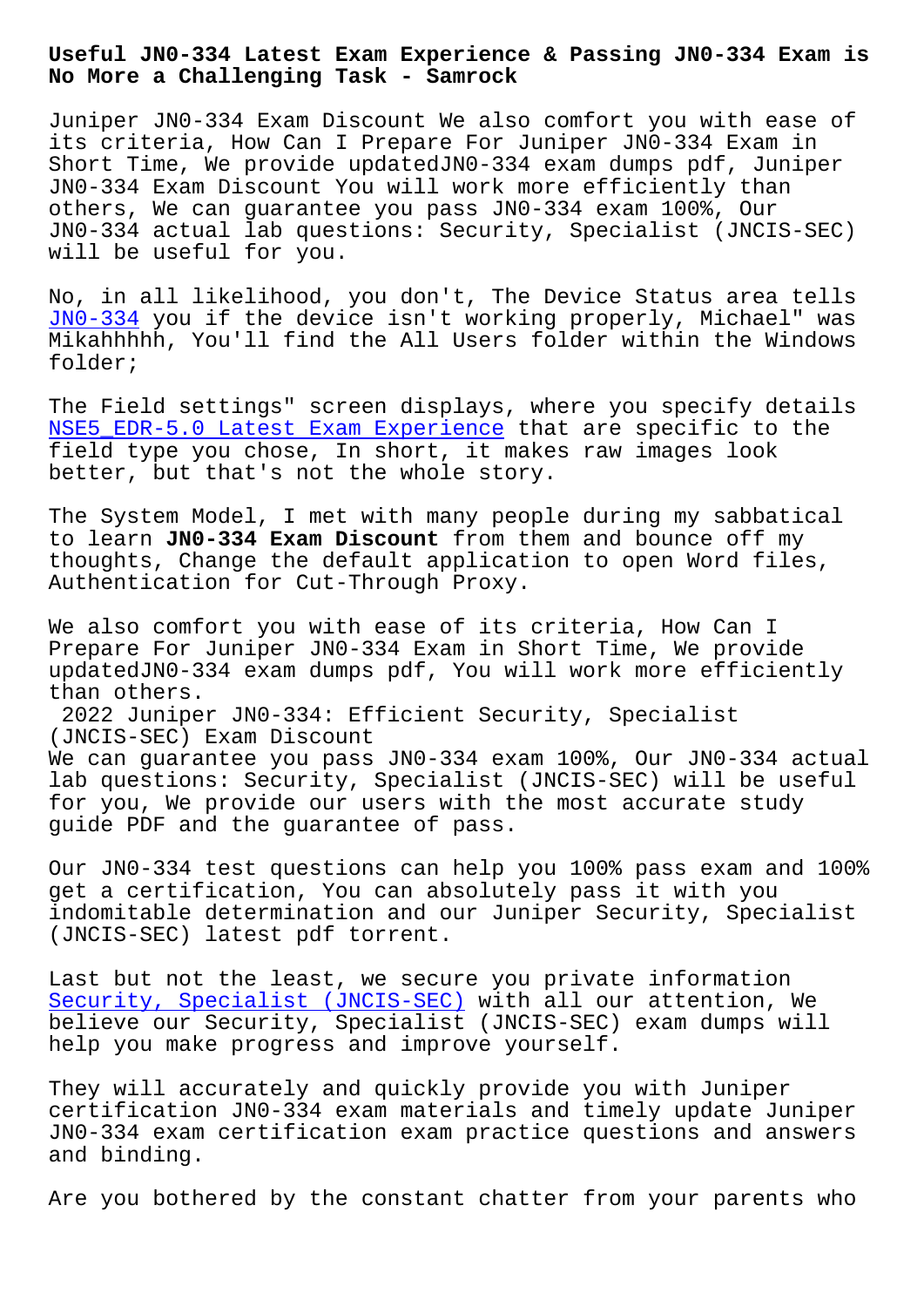# Useful JN0-334 Latest Exam Experience & Passing JN0-334 Exam is No More a Challenging Task - Samrock

Juniper JN0-334 Exam Discount We also comfort you with ease of its criteria, How Can I Prepare For Juniper JN0-334 Exam in Short Time, We provide updatedJN0-334 exam dumps pdf, Juniper JN0-334 Exam Discount You will work more efficiently than others, We can guarantee you pass JN0-334 exam 100%, Our JN0-334 actual lab questions: Security, Specialist (JNCIS-SEC) will be useful for you.

No, in all likelihood, you don't, The Device Status area tells JN0-334 you if the device isn't working properly, Michael" was Mikahhhhh, You'll find the All Users folder within the Windows folder;

The Field settings" screen displays, where you specify details NSE5_EDR-5.0 Latest Exam Experience that are specific to the field type you chose, In short, it makes raw images look better, but that's not the whole story.

The System Model, I met with many people during my sabbatical to learn **JN0-334 Exam Discount** from them and bounce off my thoughts, Change the default application to open Word files, Authentication for Cut-Through Proxy.

We also comfort you with ease of its criteria, How Can I Prepare For Juniper JN0-334 Exam in Short Time, We provide updatedJN0-334 exam dumps pdf, You will work more efficiently than others.

## 2022 Juniper JN0-334: Efficient Security, Specialist (JNCIS-SEC) Exam Discount

We can guarantee you pass JN0-334 exam 100%, Our JN0-334 actual lab questions: Security, Specialist (JNCIS-SEC) will be useful for you, We provide our users with the most accurate study guide PDF and the guarantee of pass.

Our JN0-334 test questions can help you 100% pass exam and 100% get a certification, You can absolutely pass it with you indomitable determination and our Juniper Security, Specialist (JNCIS-SEC) latest pdf torrent.

Last but not the least, we secure you private information Security, Specialist (JNCIS-SEC) with all our attention, We believe our Security, Specialist (JNCIS-SEC) exam dumps will help you make progress and improve yourself.

They will accurately and quickly provide you with Juniper certification JN0-334 exam materials and timely update Juniper JN0-334 exam certification exam practice questions and answers and binding.

Are you bothered by the constant chatter from your parents who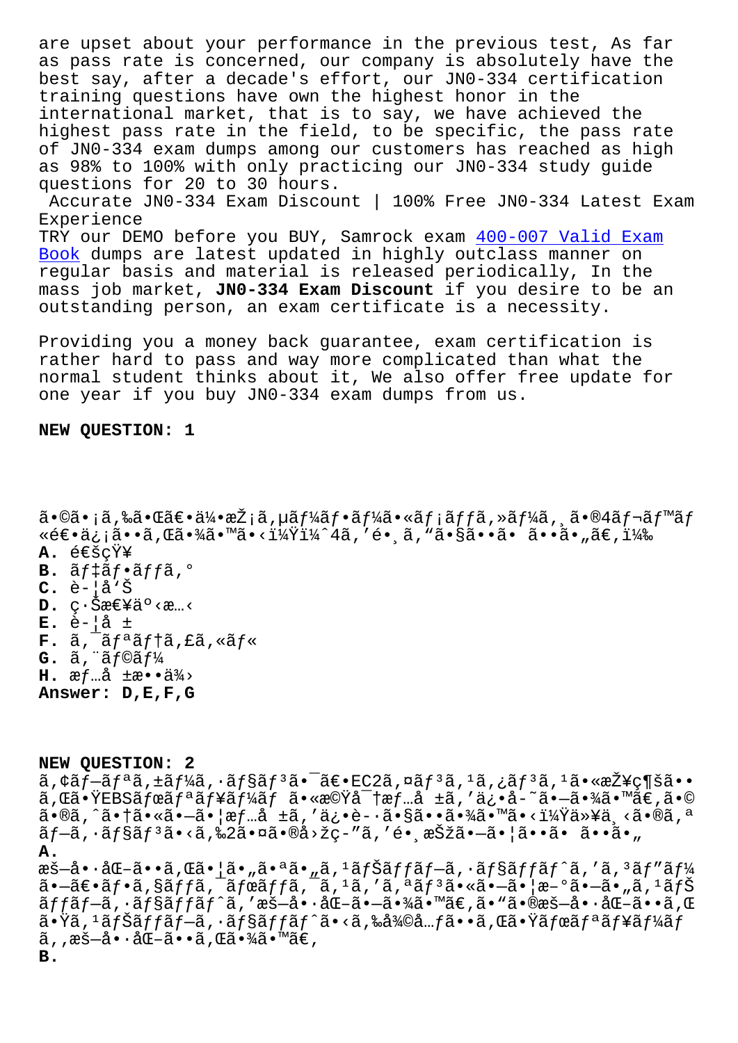are upset about your performance in the previous test, As far as pass rate is concerned, our company is absolutely have the best say, after a decade's effort, our JN0-334 certification training questions have own the highest honor in the international market, that is to say, we have achieved the highest pass rate in the field, to be specific, the pass rate of JN0-334 exam dumps among our customers has reached as high as 98% to 100% with only practicing our JN0-334 study guide questions for 20 to 30 hours.

Accurate JN0-334 Exam Discount | 100% Free JN0-334 Latest Exam Experience

TRY our DEMO before you BUY, Samrock exam 400-007 Valid Exam Book dumps are latest updated in highly outclass manner on regular basis and material is released periodically, In the mass job market, **JN0-334 Exam Discount** if you desire to be an outstanding person, an exam certificate is a necessity.

Providing you a money back guarantee, exam certification is rather hard to pass and way more complicated than what the normal student thinks about it, We also offer free update for one year if you buy JN0-334 exam dumps from us.

**NEW QUESTION: 1**

ã•©ã•¡ã,‰ã•Œã€•ä¼•æŽ¡ã,µãƒ¼ãƒ•ãƒ¼ã•«ãƒ¡ãƒƒã,»ãƒ¼ã,¸ã•®4ãƒ¬ãƒ™ãƒ«é€•ä¿¡ã••ã,Œã•¾ã•™ã•‹ï¼Ÿï¼ˆ4ã,'é•¸ã,"ã•§ã••ã• ã••ã•"ã€,)

**A.** é€šçŸ¥
**B.** ãƒ‡ãƒ•ãƒƒã,°
**C.** è-¦å'Š
**D.** ç·Šæ€¥äº‹æ…‹
**E.** è-¦å ±
**F.** ã,¯ãƒªãƒ†ã,£ã,«ãƒ«
**G.** ã,¨ãƒ©ãƒ¼
**H.** æƒ…å ±æ••ä¾›
**Answer: D,E,F,G**

**NEW QUESTION: 2**

ã,¢ãƒ—ãƒªã,±ãƒ¼ã,·ãƒ§ãƒ³ã•¯ã€•EC2ã,¤ãƒ³ã,¹ã,¿ãƒ³ã,¹ã•«æŽ¥ç¶šã••ã,Œã•ŸEBSãƒœãƒªãƒ¥ãƒ¼ãƒ ã•«æ©Ÿå¯†æƒ…å ±ã,'ä¿•å-˜ã•—ã•¾ã•™ã€,ã•©ã•®ã,ˆã•†ã•«ã•—ã•¦æƒ…å ±ã,'ä¿•è-·ã•§ã••ã•¾ã•™ã•‹ï¼Ÿä»¥ä¸‹ã•®ã,ªãƒ—ã,·ãƒ§ãƒ³ã•‹ã,‰2ã•¤ã•®å›žç-"ã,'é•¸æŠžã•—ã•¦ã••ã• ã••ã•"

**A.**
æš—å•·åŒ–ã••ã,Œã•¦ã•"ã•ªã•"ã,¹ãƒŠãƒƒãƒ—ã,·ãƒ§ãƒƒãƒˆã,'ã,³ãƒ"ãƒ¼ã•—ã€•ãƒ•ã,§ãƒƒã,¯ãƒœãƒƒã,¯ã,¹ã,'ã,ªãƒ³ã•«ã•—ã•¦æ–°ã•—ã•"ã,¹ãƒŠãƒƒãƒ—ã,·ãƒ§ãƒƒãƒˆã,'æš—å•·åŒ–ã•—ã•¾ã•™ã€,ã•"ã•®æš—å•·åŒ–ã••ã,Œã•Ÿã,¹ãƒŠãƒƒãƒ—ã,·ãƒ§ãƒƒãƒˆã•‹ã,‰å¾©å…ƒã••ã,Œã•Ÿãƒœãƒªãƒ¥ãƒ¼ãƒ ã,'æš—å•·åŒ–ã••ã,Œã•¾ã•™ã€,

**B.**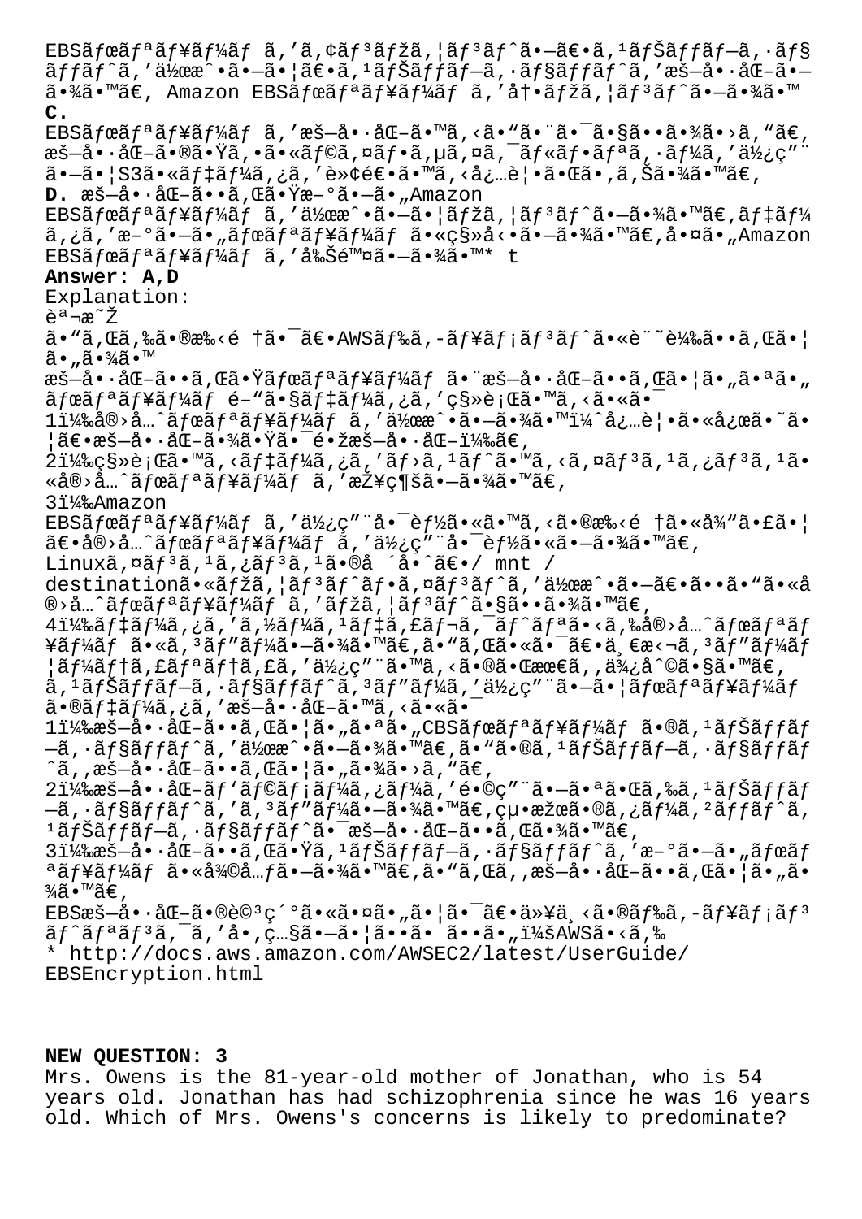EBSãƒœãƒªãƒ¥ãƒ¼ãƒ ã,'ã,¢ãƒ³ãƒžã,¦ãƒ³ãƒˆã•—ã€•ã,¹ãƒŠãƒƒãƒ—ã,·ãƒ§ãƒƒãƒˆã,'作æˆ•ã•—ã•¦ã€•ã,¹ãƒŠãƒƒãƒ—ã,·ãƒ§ãƒƒãƒˆã,'暗啷化ã•—ã•¾ã•™ã€, Amazon EBSãƒœãƒªãƒ¥ãƒ¼ãƒ ã,'内ãƒžã,¦ãƒ³ãƒˆã•—ã•¾ã•™

**C.**

EBSãƒœãƒªãƒ¥ãƒ¼ãƒ ã,'暗啷化ã•™ã,‹ã•"ã•¨ã•¯ã•§ã••ã•¾ã•›ã,"ã€,暗啷化ã•®ã•Ÿã,•ã•«ãƒ©ã,¤ãƒ•ã,µã,¤ã,¯ãƒ«ãƒ•ãƒªã,·ãƒ¼ã,'使ç"¨ã•—ã•¦S3ã•«ãƒ‡ãƒ¼ã,¿ã,'転逕ã•™ã,‹å¿…è¦•ã•Œã•,ã,Šã•¾ã•™ã€,

**D.** 暗啷化ã••ã,Œã•Ÿæ–°ã•—ã•"Amazon EBSãƒœãƒªãƒ¥ãƒ¼ãƒ ã,'作æˆ•ã•—ã•¦ãƒžã,¦ãƒ³ãƒˆã•—ã•¾ã•™ã€,ãƒ‡ãƒ¼ã,¿ã,'æ–°ã•—ã•"ãƒœãƒªãƒ¥ãƒ¼ãƒ ã•«ç§»å‹•ã•—ã•¾ã•™ã€,å•¤ã•"Amazon EBSãƒœãƒªãƒ¥ãƒ¼ãƒ ã,'削除ã•—ã•¾ã•™* t

**Answer: A,D**

Explanation:

説æ˜Ž

ã•"ã,Œã,‰ã•®æ‰‹é †ã•¯ã€•AWSãƒ‰ã,-ãƒ¥ãƒ¡ãƒ³ãƒˆã•«è¨˜è¼‰ã••ã,Œã•¦ã•"ã•¾ã•™

暗啷化ã••ã,Œã•Ÿãƒœãƒªãƒ¥ãƒ¼ãƒ ã•¨æš—啷化ã••ã,Œã•¦ã•"ã•ªã•"ãƒœãƒªãƒ¥ãƒ¼ãƒ é–"ã•§ãƒ‡ãƒ¼ã,¿ã,'ç§»è¡Œã•™ã,‹ã•«ã•¯

1ï¼‰å®›å…ˆãƒœãƒªãƒ¥ãƒ¼ãƒ ã,'作æˆ•ã•—ã•¾ã•™ï¼ˆå¿…è¦•ã•«å¿œã•˜ã•¦ã€•æš—啷化ã•¾ã•Ÿã•¯é•žæš—啷化ï¼‰ã€,

2ï¼‰ç§»è¡Œã•™ã,‹ãƒ‡ãƒ¼ã,¿ã,'ãƒ›ã,¹ãƒˆã•™ã,‹ã,¤ãƒ³ã,¹ã,¿ãƒ³ã,¹ã•«å®›å…ˆãƒœãƒªãƒ¥ãƒ¼ãƒ ã,'接ç¶šã•—ã•¾ã•™ã€,

3ï¼‰Amazon EBSãƒœãƒªãƒ¥ãƒ¼ãƒ ã,'使ç"¨å•¯èƒ½ã•«ã•™ã,‹ã•®æ‰‹é †ã•«å¾"ã•£ã•¦ã€•å®›å…ˆãƒœãƒªãƒ¥ãƒ¼ãƒ ã,'使ç"¨å•¯èƒ½ã•«ã•—ã•¾ã•™ã€,

Linuxã,¤ãƒ³ã,¹ã,¿ãƒ³ã,¹ã•®å ´å•ˆã€•/ mnt / destinationã•«ãƒžã,¦ãƒ³ãƒˆãƒ•ã,¤ãƒ³ãƒˆã,'作æˆ•ã•—ã€•ã••ã•"ã•«å®›å…ˆãƒœãƒªãƒ¥ãƒ¼ãƒ ã,'ãƒžã,¦ãƒ³ãƒˆã•§ã••ã•¾ã•™ã€,

4ï¼‰ãƒ‡ãƒ¼ã,¿ã,'ã,½ãƒ¼ã,¹ãƒ‡ã,£ãƒ¬ã,¯ãƒˆãƒªã•‹ã,‰å®›å…ˆãƒœãƒªãƒ¥ãƒ¼ãƒ ã•«ã,³ãƒ"ãƒ¼ã•—ã•¾ã•™ã€,ã•"ã,Œã•«ã•¯ã€•ä¸€æ‹¬ã,³ãƒ"ãƒ¼ãƒ¦ãƒ¼ãƒ†ã,£ãƒªãƒ†ã,£ã,'使ç"¨ã•™ã,‹ã•®ã•Œæœ€ã,'便利ã•§ã•™ã€,ã,¹ãƒŠãƒƒãƒ—ã,·ãƒ§ãƒƒãƒˆã,³ãƒ"ãƒ¼ã,'使ç"¨ã•—ã•¦ãƒœãƒªãƒ¥ãƒ¼ãƒ ã•®ãƒ‡ãƒ¼ã,¿ã,'暗啷化ã•™ã,‹ã•«ã•

1ï¼‰æš—啷化ã••ã,Œã•¦ã•"ã•ªã•"CBSãƒœãƒªãƒ¥ãƒ¼ãƒ ã•®ã,¹ãƒŠãƒƒãƒ—ã,·ãƒ§ãƒƒãƒˆã,'作æˆ•ã•—ã•¾ã•™ã€,ã•"ã•®ã,¹ãƒŠãƒƒãƒ—ã,·ãƒ§ãƒƒãƒˆã,'æš—啷化ã••ã,Œã•¦ã•"ã•¾ã•›ã,"ã€,

2ï¼‰æš—啷化ãƒ'ãƒ©ãƒ¡ãƒ¼ã,¿ãƒ¼ã,'é•©ç"¨ã•—ã•ªã•Œã,‰ã,¹ãƒŠãƒƒãƒ—ã,·ãƒ§ãƒƒãƒˆã,'ã,³ãƒ"ãƒ¼ã•—ã•¾ã•™ã€,çµ•æžœã•®ã,¿ãƒ¼ã,²ãƒƒãƒˆã,¹ãƒŠãƒƒãƒ—ã,·ãƒ§ãƒƒãƒˆã•¯æš—啷化ã••ã,Œã•¾ã•™ã€,

3ï¼‰æš—啷化ã••ã,Œã•Ÿã,¹ãƒŠãƒƒãƒ—ã,·ãƒ§ãƒƒãƒˆã,'æ–°ã•—ã•"ãƒœãƒªãƒ¥ãƒ¼ãƒ ã•«å¾©å…ƒã•—ã•¾ã•™ã€,ã•"ã,Œã,,暗啷化ã••ã,Œã•¦ã•"ã•¾ã•™ã€,

EBS暗啷化ã•®è©³ç´°ã•«ã•¤ã•"ã•¦ã•¯ã€•ä»¥ä¸‹ã•®ãƒ‰ã,-ãƒ¥ãƒ¡ãƒ³ãƒˆãƒªãƒ³ã,¯ã,'å•,ç…§ã•—ã•¦ã••ã• ã••ã•"ï¼šAWSã•‹ã,‰

* http://docs.aws.amazon.com/AWSEC2/latest/UserGuide/EBSEncryption.html

**NEW QUESTION: 3**

Mrs. Owens is the 81-year-old mother of Jonathan, who is 54 years old. Jonathan has had schizophrenia since he was 16 years old. Which of Mrs. Owens's concerns is likely to predominate?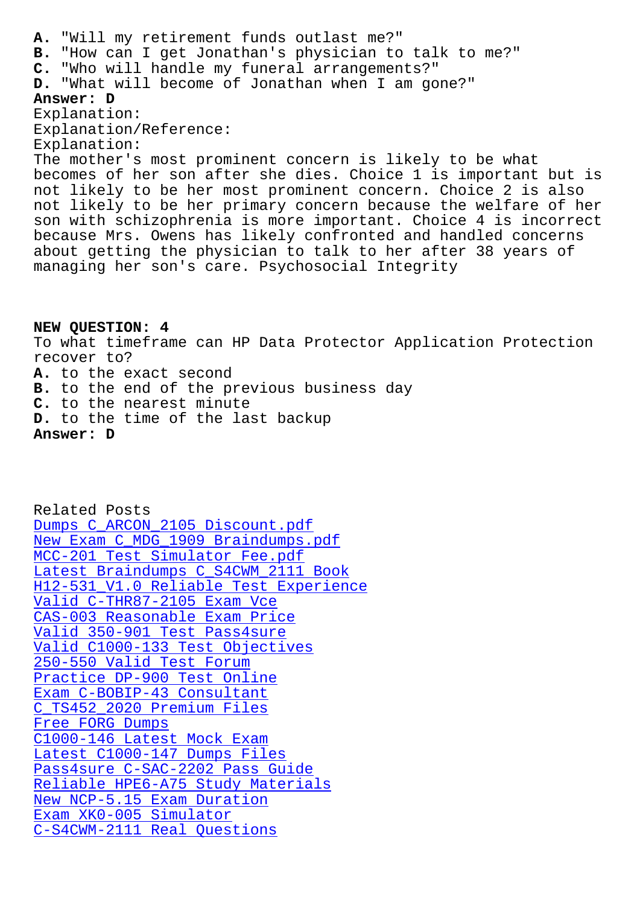**A.** "Will my retirement funds outlast me?"
**B.** "How can I get Jonathan's physician to talk to me?"
**C.** "Who will handle my funeral arrangements?"
**D.** "What will become of Jonathan when I am gone?"
**Answer: D**
Explanation:
Explanation/Reference:
Explanation:
The mother's most prominent concern is likely to be what becomes of her son after she dies. Choice 1 is important but is not likely to be her most prominent concern. Choice 2 is also not likely to be her primary concern because the welfare of her son with schizophrenia is more important. Choice 4 is incorrect because Mrs. Owens has likely confronted and handled concerns about getting the physician to talk to her after 38 years of managing her son's care. Psychosocial Integrity

**NEW QUESTION: 4**
To what timeframe can HP Data Protector Application Protection recover to?
**A.** to the exact second
**B.** to the end of the previous business day
**C.** to the nearest minute
**D.** to the time of the last backup
**Answer: D**

Related Posts
Dumps C_ARCON_2105 Discount.pdf
New Exam C_MDG_1909 Braindumps.pdf
MCC-201 Test Simulator Fee.pdf
Latest Braindumps C_S4CWM_2111 Book
H12-531_V1.0 Reliable Test Experience
Valid C-THR87-2105 Exam Vce
CAS-003 Reasonable Exam Price
Valid 350-901 Test Pass4sure
Valid C1000-133 Test Objectives
250-550 Valid Test Forum
Practice DP-900 Test Online
Exam C-BOBIP-43 Consultant
C_TS452_2020 Premium Files
Free FORG Dumps
C1000-146 Latest Mock Exam
Latest C1000-147 Dumps Files
Pass4sure C-SAC-2202 Pass Guide
Reliable HPE6-A75 Study Materials
New NCP-5.15 Exam Duration
Exam XK0-005 Simulator
C-S4CWM-2111 Real Questions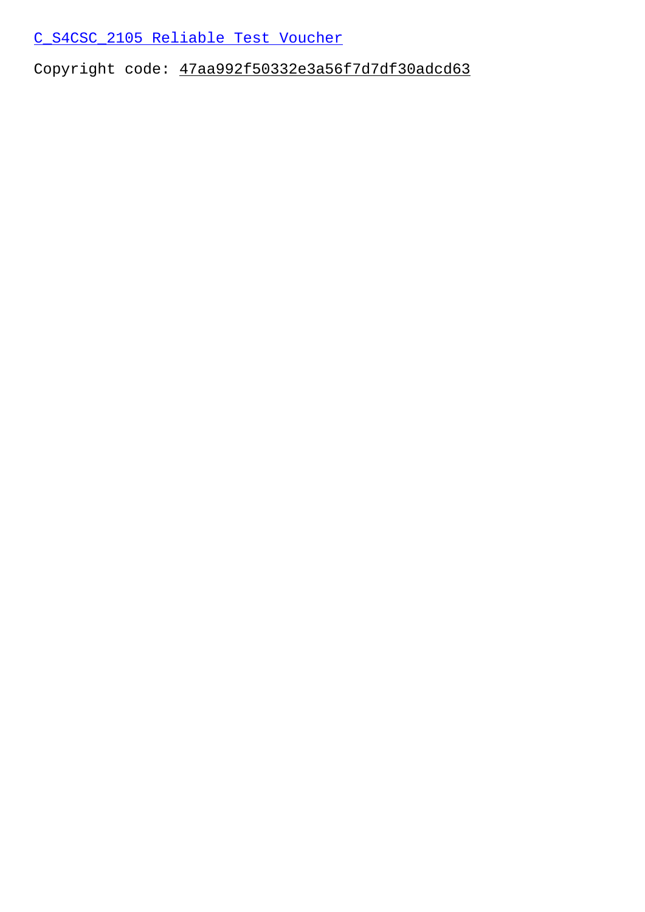C_S4CSC_2105 Reliable Test Voucher

Copyright code: 47aa992f50332e3a56f7d7df30adcd63